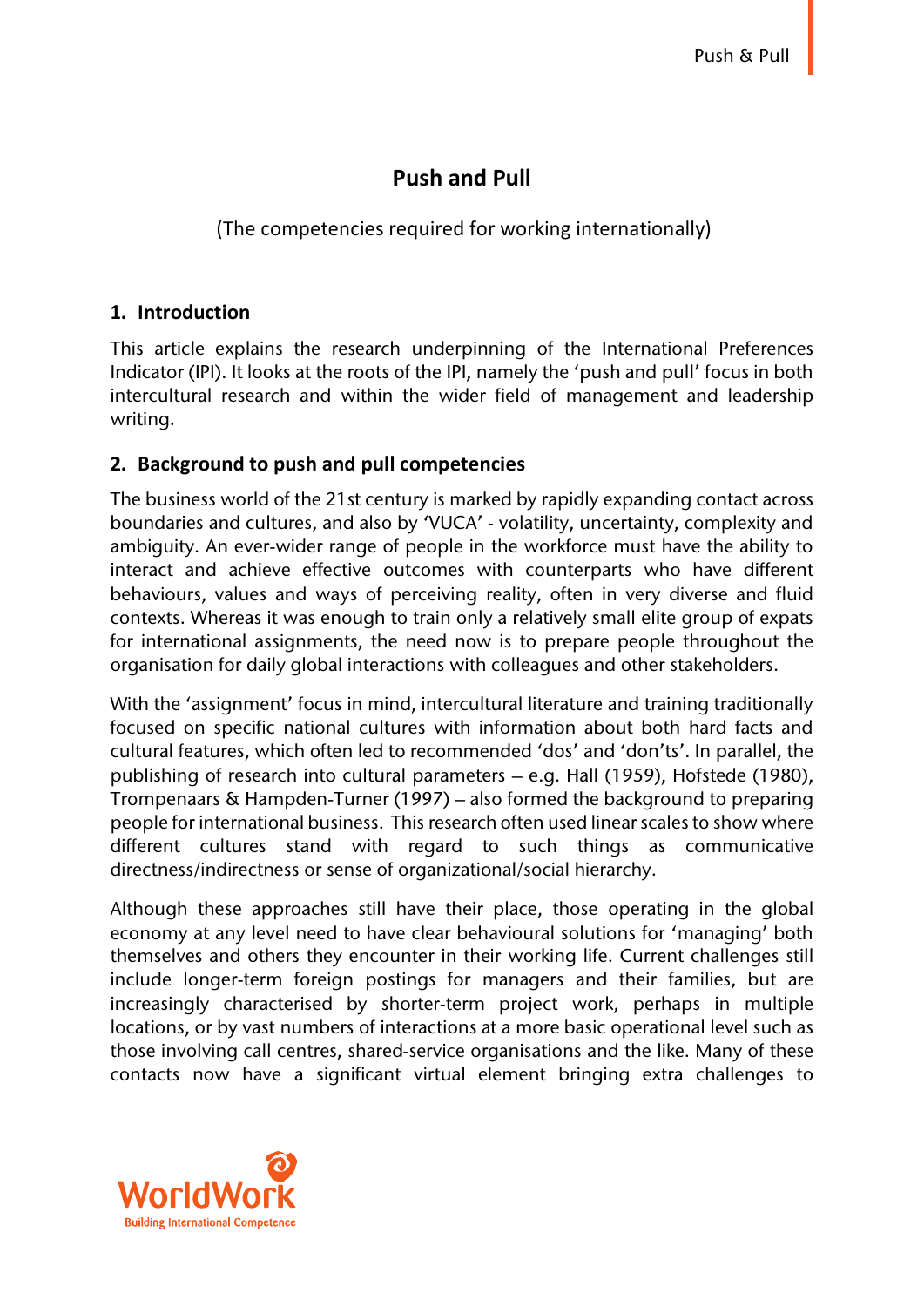# Push and Pull

(The competencies required for working internationally)

## 1. Introduction

This article explains the research underpinning of the International Preferences Indicator (IPI). It looks at the roots of the IPI, namely the 'push and pull' focus in both intercultural research and within the wider field of management and leadership writing.

## 2. Background to push and pull competencies

The business world of the 21st century is marked by rapidly expanding contact across boundaries and cultures, and also by 'VUCA' - volatility, uncertainty, complexity and ambiguity. An ever-wider range of people in the workforce must have the ability to interact and achieve effective outcomes with counterparts who have different behaviours, values and ways of perceiving reality, often in very diverse and fluid contexts. Whereas it was enough to train only a relatively small elite group of expats for international assignments, the need now is to prepare people throughout the organisation for daily global interactions with colleagues and other stakeholders.

With the 'assignment' focus in mind, intercultural literature and training traditionally focused on specific national cultures with information about both hard facts and cultural features, which often led to recommended 'dos' and 'don'ts'. In parallel, the publishing of research into cultural parameters – e.g. Hall (1959), Hofstede (1980), Trompenaars & Hampden-Turner (1997) – also formed the background to preparing people for international business. This research often used linear scales to show where different cultures stand with regard to such things as communicative directness/indirectness or sense of organizational/social hierarchy.

Although these approaches still have their place, those operating in the global economy at any level need to have clear behavioural solutions for 'managing' both themselves and others they encounter in their working life. Current challenges still include longer-term foreign postings for managers and their families, but are increasingly characterised by shorter-term project work, perhaps in multiple locations, or by vast numbers of interactions at a more basic operational level such as those involving call centres, shared-service organisations and the like. Many of these contacts now have a significant virtual element bringing extra challenges to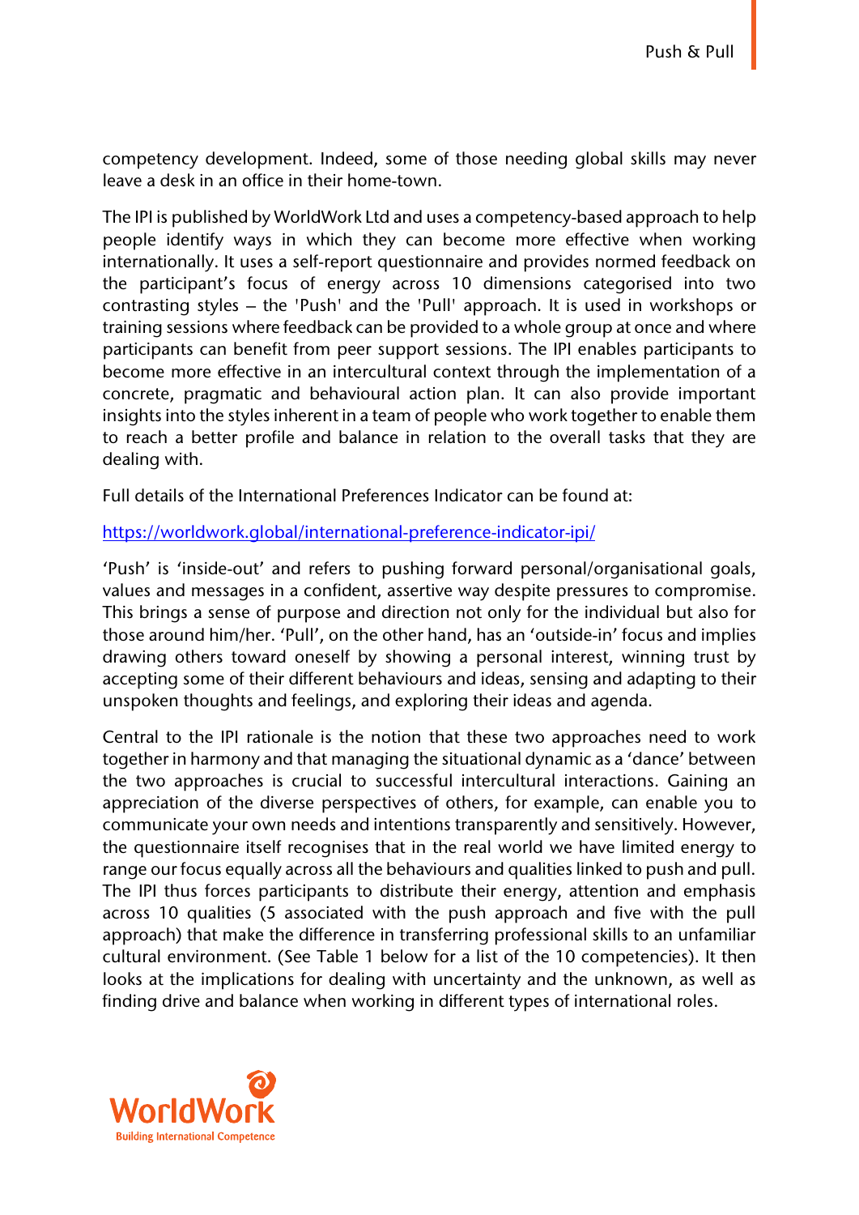competency development. Indeed, some of those needing global skills may never leave a desk in an office in their home-town.

The IPI is published by WorldWork Ltd and uses a competency-based approach to help people identify ways in which they can become more effective when working internationally. It uses a self-report questionnaire and provides normed feedback on the participant's focus of energy across 10 dimensions categorised into two contrasting styles – the 'Push' and the 'Pull' approach. It is used in workshops or training sessions where feedback can be provided to a whole group at once and where participants can benefit from peer support sessions. The IPI enables participants to become more effective in an intercultural context through the implementation of a concrete, pragmatic and behavioural action plan. It can also provide important insights into the styles inherent in a team of people who work together to enable them to reach a better profile and balance in relation to the overall tasks that they are dealing with.

Full details of the International Preferences Indicator can be found at:

[https://worldwork.global/international-preference-indicator-ipi/](https://worldwork.global/international-preference-indicator-ipi/)

'Push' is 'inside-out' and refers to pushing forward personal/organisational goals, values and messages in a confident, assertive way despite pressures to compromise. This brings a sense of purpose and direction not only for the individual but also for those around him/her. 'Pull', on the other hand, has an 'outside-in' focus and implies drawing others toward oneself by showing a personal interest, winning trust by accepting some of their different behaviours and ideas, sensing and adapting to their unspoken thoughts and feelings, and exploring their ideas and agenda.

Central to the IPI rationale is the notion that these two approaches need to work together in harmony and that managing the situational dynamic as a 'dance' between the two approaches is crucial to successful intercultural interactions. Gaining an appreciation of the diverse perspectives of others, for example, can enable you to communicate your own needs and intentions transparently and sensitively. However, the questionnaire itself recognises that in the real world we have limited energy to range our focus equally across all the behaviours and qualities linked to push and pull. The IPI thus forces participants to distribute their energy, attention and emphasis across 10 qualities (5 associated with the push approach and five with the pull approach) that make the difference in transferring professional skills to an unfamiliar cultural environment. (See Table 1 below for a list of the 10 competencies). It then looks at the implications for dealing with uncertainty and the unknown, as well as finding drive and balance when working in different types of international roles.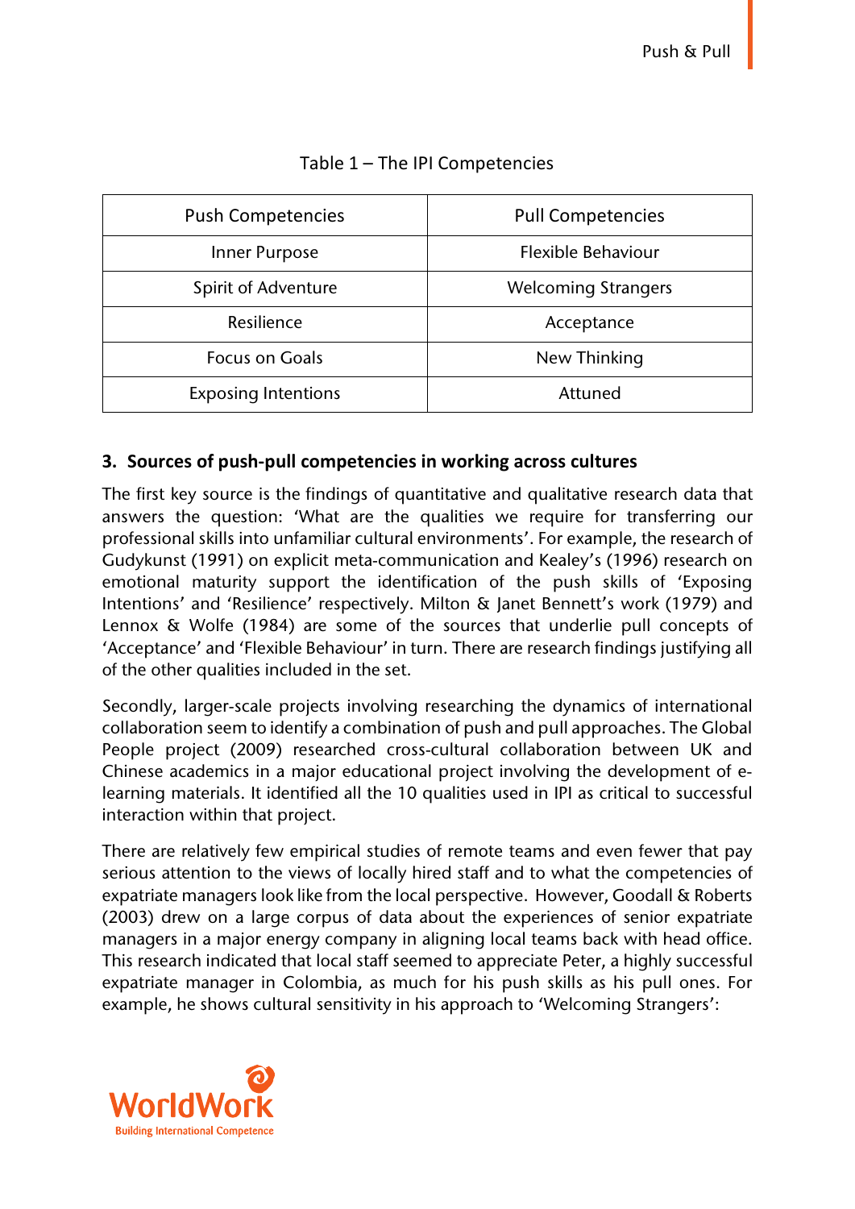Table 1 – The IPI Competencies

| Push Competencies | Pull Competencies |
| --- | --- |
| Inner Purpose | Flexible Behaviour |
| Spirit of Adventure | Welcoming Strangers |
| Resilience | Acceptance |
| Focus on Goals | New Thinking |
| Exposing Intentions | Attuned |

## 3. Sources of push-pull competencies in working across cultures

The first key source is the findings of quantitative and qualitative research data that answers the question: 'What are the qualities we require for transferring our professional skills into unfamiliar cultural environments'. For example, the research of Gudykunst (1991) on explicit meta-communication and Kealey's (1996) research on emotional maturity support the identification of the push skills of 'Exposing Intentions' and 'Resilience' respectively. Milton & Janet Bennett's work (1979) and Lennox & Wolfe (1984) are some of the sources that underlie pull concepts of 'Acceptance' and 'Flexible Behaviour' in turn. There are research findings justifying all of the other qualities included in the set.

Secondly, larger-scale projects involving researching the dynamics of international collaboration seem to identify a combination of push and pull approaches. The Global People project (2009) researched cross-cultural collaboration between UK and Chinese academics in a major educational project involving the development of e-learning materials. It identified all the 10 qualities used in IPI as critical to successful interaction within that project.

There are relatively few empirical studies of remote teams and even fewer that pay serious attention to the views of locally hired staff and to what the competencies of expatriate managers look like from the local perspective. However, Goodall & Roberts (2003) drew on a large corpus of data about the experiences of senior expatriate managers in a major energy company in aligning local teams back with head office. This research indicated that local staff seemed to appreciate Peter, a highly successful expatriate manager in Colombia, as much for his push skills as his pull ones. For example, he shows cultural sensitivity in his approach to 'Welcoming Strangers':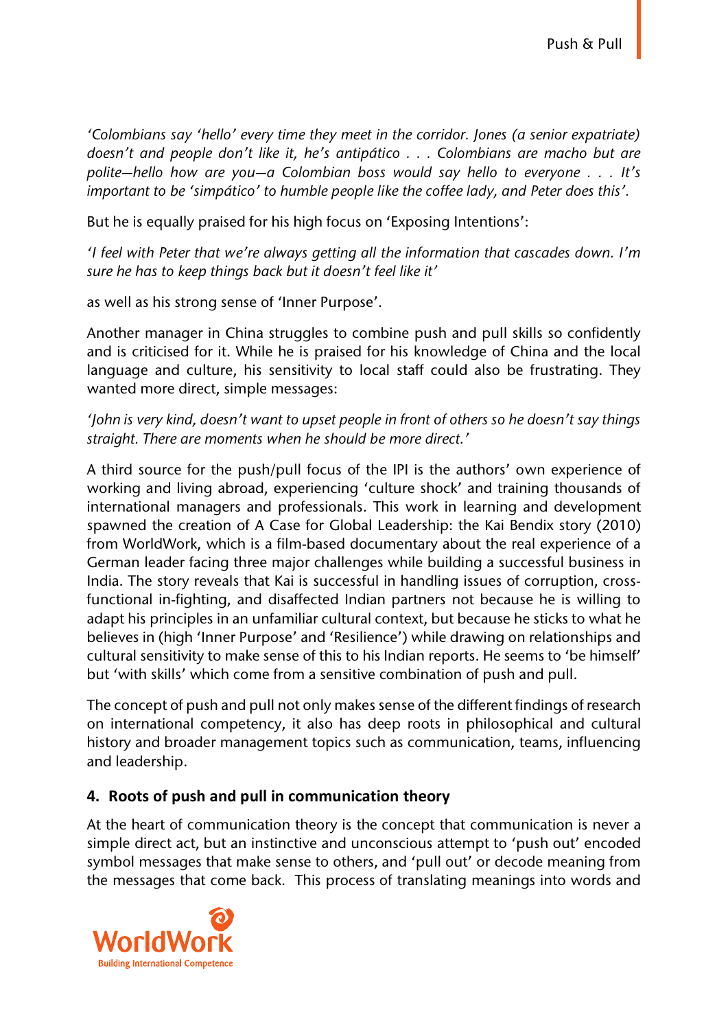*'Colombians say 'hello' every time they meet in the corridor. Jones (a senior expatriate) doesn't and people don't like it, he's antipático . . . Colombians are macho but are polite—hello how are you—a Colombian boss would say hello to everyone . . . It's important to be 'simpático' to humble people like the coffee lady, and Peter does this'.*

But he is equally praised for his high focus on 'Exposing Intentions':

*'I feel with Peter that we're always getting all the information that cascades down. I'm sure he has to keep things back but it doesn't feel like it'*

as well as his strong sense of 'Inner Purpose'.

Another manager in China struggles to combine push and pull skills so confidently and is criticised for it. While he is praised for his knowledge of China and the local language and culture, his sensitivity to local staff could also be frustrating. They wanted more direct, simple messages:

*'John is very kind, doesn't want to upset people in front of others so he doesn't say things straight. There are moments when he should be more direct.'*

A third source for the push/pull focus of the IPI is the authors' own experience of working and living abroad, experiencing 'culture shock' and training thousands of international managers and professionals. This work in learning and development spawned the creation of A Case for Global Leadership: the Kai Bendix story (2010) from WorldWork, which is a film-based documentary about the real experience of a German leader facing three major challenges while building a successful business in India. The story reveals that Kai is successful in handling issues of corruption, cross-functional in-fighting, and disaffected Indian partners not because he is willing to adapt his principles in an unfamiliar cultural context, but because he sticks to what he believes in (high 'Inner Purpose' and 'Resilience') while drawing on relationships and cultural sensitivity to make sense of this to his Indian reports. He seems to 'be himself' but 'with skills' which come from a sensitive combination of push and pull.

The concept of push and pull not only makes sense of the different findings of research on international competency, it also has deep roots in philosophical and cultural history and broader management topics such as communication, teams, influencing and leadership.

## 4. Roots of push and pull in communication theory

At the heart of communication theory is the concept that communication is never a simple direct act, but an instinctive and unconscious attempt to 'push out' encoded symbol messages that make sense to others, and 'pull out' or decode meaning from the messages that come back. This process of translating meanings into words and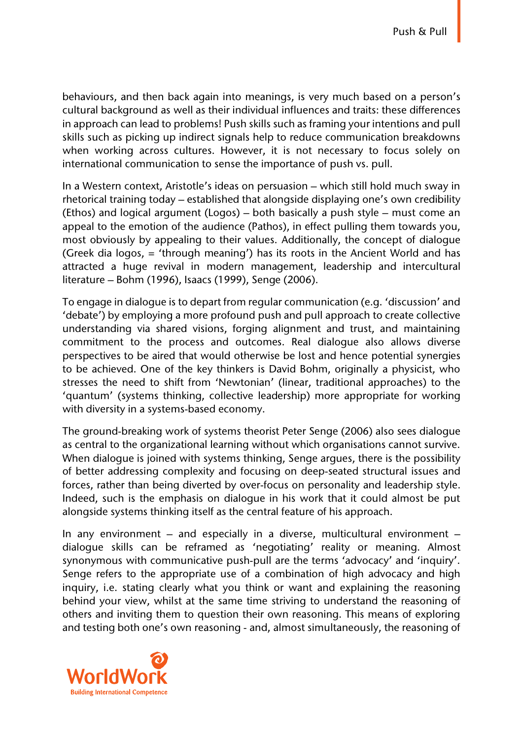behaviours, and then back again into meanings, is very much based on a person's cultural background as well as their individual influences and traits: these differences in approach can lead to problems! Push skills such as framing your intentions and pull skills such as picking up indirect signals help to reduce communication breakdowns when working across cultures. However, it is not necessary to focus solely on international communication to sense the importance of push vs. pull.

In a Western context, Aristotle's ideas on persuasion – which still hold much sway in rhetorical training today – established that alongside displaying one's own credibility (Ethos) and logical argument (Logos) – both basically a push style – must come an appeal to the emotion of the audience (Pathos), in effect pulling them towards you, most obviously by appealing to their values. Additionally, the concept of dialogue (Greek dia logos, = 'through meaning') has its roots in the Ancient World and has attracted a huge revival in modern management, leadership and intercultural literature – Bohm (1996), Isaacs (1999), Senge (2006).

To engage in dialogue is to depart from regular communication (e.g. 'discussion' and 'debate') by employing a more profound push and pull approach to create collective understanding via shared visions, forging alignment and trust, and maintaining commitment to the process and outcomes. Real dialogue also allows diverse perspectives to be aired that would otherwise be lost and hence potential synergies to be achieved. One of the key thinkers is David Bohm, originally a physicist, who stresses the need to shift from 'Newtonian' (linear, traditional approaches) to the 'quantum' (systems thinking, collective leadership) more appropriate for working with diversity in a systems-based economy.

The ground-breaking work of systems theorist Peter Senge (2006) also sees dialogue as central to the organizational learning without which organisations cannot survive. When dialogue is joined with systems thinking, Senge argues, there is the possibility of better addressing complexity and focusing on deep-seated structural issues and forces, rather than being diverted by over-focus on personality and leadership style. Indeed, such is the emphasis on dialogue in his work that it could almost be put alongside systems thinking itself as the central feature of his approach.

In any environment – and especially in a diverse, multicultural environment – dialogue skills can be reframed as 'negotiating' reality or meaning. Almost synonymous with communicative push-pull are the terms 'advocacy' and 'inquiry'. Senge refers to the appropriate use of a combination of high advocacy and high inquiry, i.e. stating clearly what you think or want and explaining the reasoning behind your view, whilst at the same time striving to understand the reasoning of others and inviting them to question their own reasoning. This means of exploring and testing both one's own reasoning - and, almost simultaneously, the reasoning of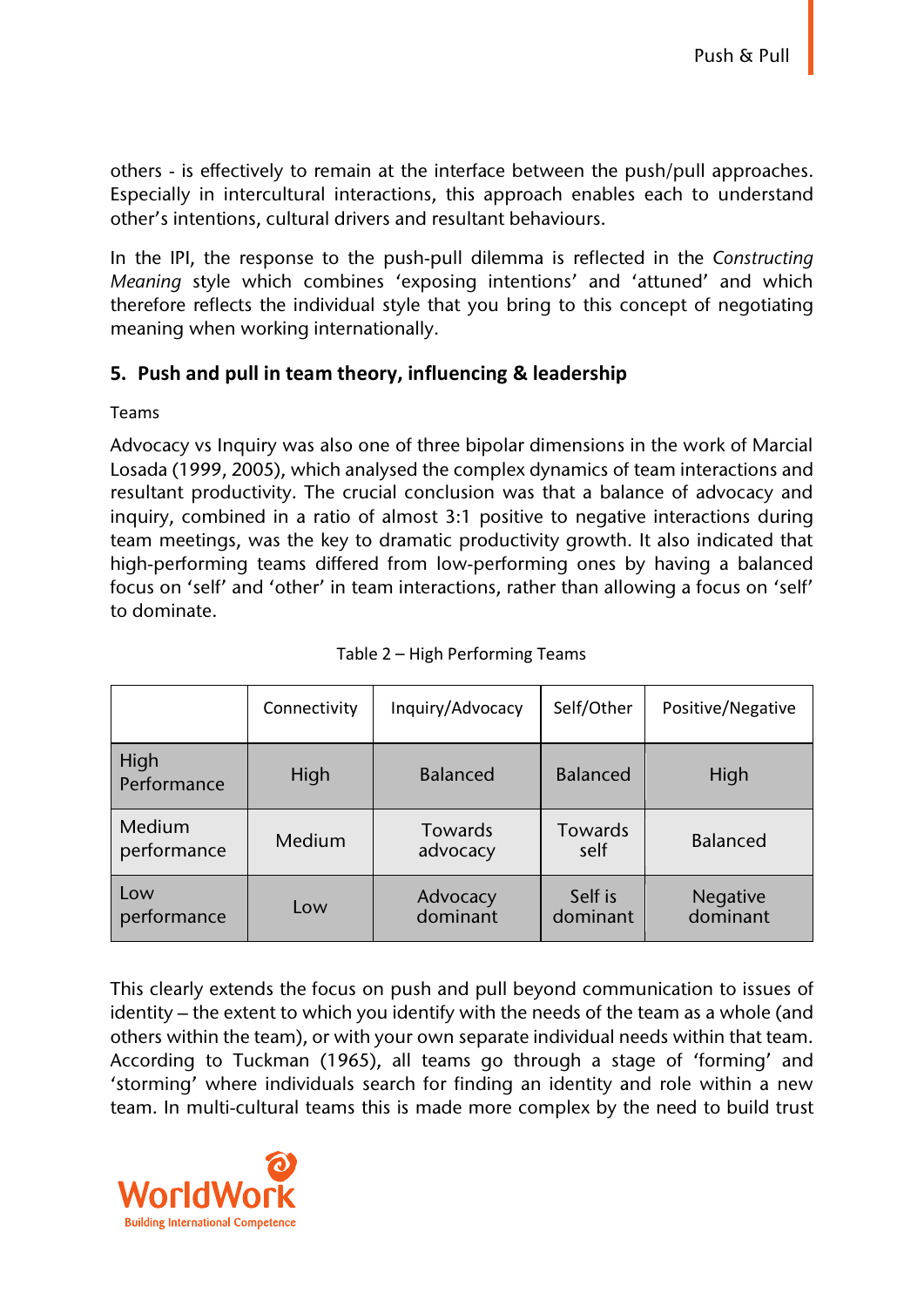others - is effectively to remain at the interface between the push/pull approaches. Especially in intercultural interactions, this approach enables each to understand other's intentions, cultural drivers and resultant behaviours.

In the IPI, the response to the push-pull dilemma is reflected in the *Constructing Meaning* style which combines 'exposing intentions' and 'attuned' and which therefore reflects the individual style that you bring to this concept of negotiating meaning when working internationally.

## 5. Push and pull in team theory, influencing & leadership

Teams

Advocacy vs Inquiry was also one of three bipolar dimensions in the work of Marcial Losada (1999, 2005), which analysed the complex dynamics of team interactions and resultant productivity. The crucial conclusion was that a balance of advocacy and inquiry, combined in a ratio of almost 3:1 positive to negative interactions during team meetings, was the key to dramatic productivity growth. It also indicated that high-performing teams differed from low-performing ones by having a balanced focus on 'self' and 'other' in team interactions, rather than allowing a focus on 'self' to dominate.

Table 2 – High Performing Teams

| | Connectivity | Inquiry/Advocacy | Self/Other | Positive/Negative |
|---|---|---|---|---|
| High Performance | High | Balanced | Balanced | High |
| Medium performance | Medium | Towards advocacy | Towards self | Balanced |
| Low performance | Low | Advocacy dominant | Self is dominant | Negative dominant |

This clearly extends the focus on push and pull beyond communication to issues of identity – the extent to which you identify with the needs of the team as a whole (and others within the team), or with your own separate individual needs within that team. According to Tuckman (1965), all teams go through a stage of 'forming' and 'storming' where individuals search for finding an identity and role within a new team. In multi-cultural teams this is made more complex by the need to build trust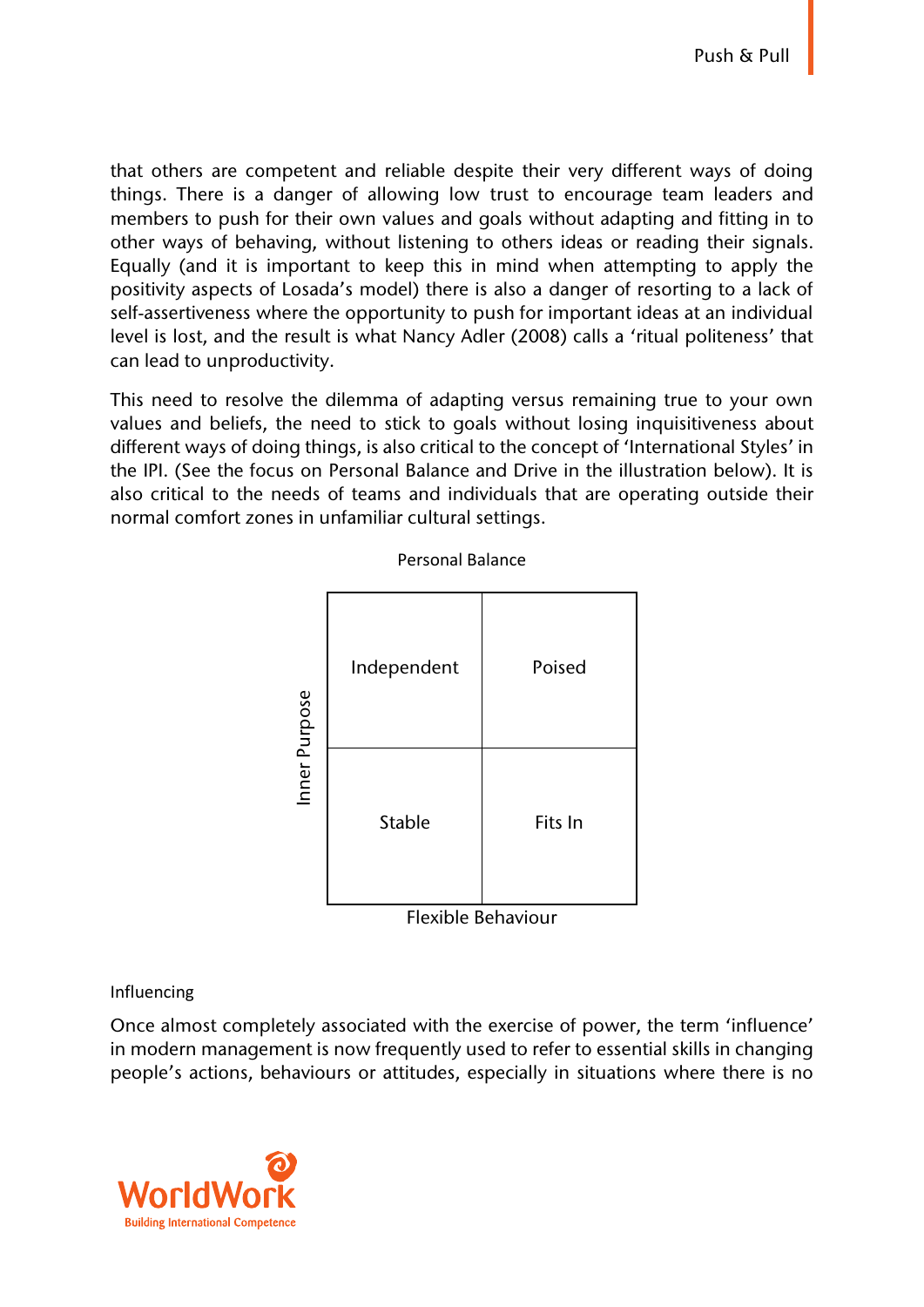that others are competent and reliable despite their very different ways of doing things. There is a danger of allowing low trust to encourage team leaders and members to push for their own values and goals without adapting and fitting in to other ways of behaving, without listening to others ideas or reading their signals. Equally (and it is important to keep this in mind when attempting to apply the positivity aspects of Losada's model) there is also a danger of resorting to a lack of self-assertiveness where the opportunity to push for important ideas at an individual level is lost, and the result is what Nancy Adler (2008) calls a 'ritual politeness' that can lead to unproductivity.

This need to resolve the dilemma of adapting versus remaining true to your own values and beliefs, the need to stick to goals without losing inquisitiveness about different ways of doing things, is also critical to the concept of 'International Styles' in the IPI. (See the focus on Personal Balance and Drive in the illustration below). It is also critical to the needs of teams and individuals that are operating outside their normal comfort zones in unfamiliar cultural settings.

Personal Balance

| Inner Purpose | | |
|---|---|---|
| | Independent | Poised |
| | Stable | Fits In |

Flexible Behaviour

Influencing

Once almost completely associated with the exercise of power, the term 'influence' in modern management is now frequently used to refer to essential skills in changing people's actions, behaviours or attitudes, especially in situations where there is no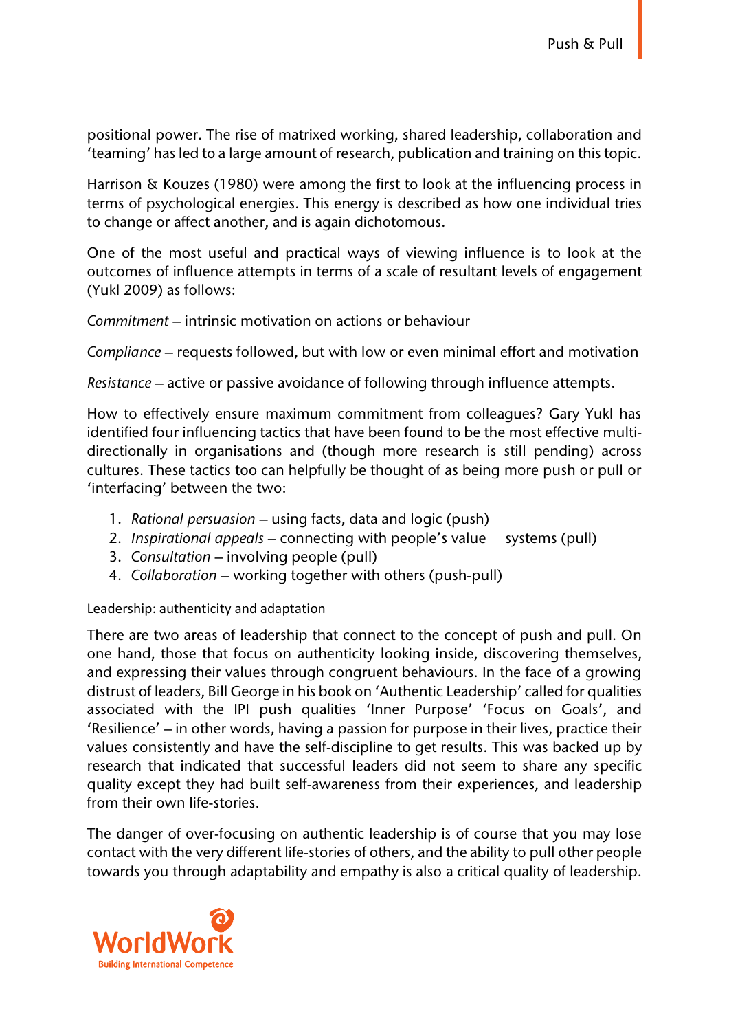positional power. The rise of matrixed working, shared leadership, collaboration and 'teaming' has led to a large amount of research, publication and training on this topic.

Harrison & Kouzes (1980) were among the first to look at the influencing process in terms of psychological energies. This energy is described as how one individual tries to change or affect another, and is again dichotomous.

One of the most useful and practical ways of viewing influence is to look at the outcomes of influence attempts in terms of a scale of resultant levels of engagement (Yukl 2009) as follows:

*Commitment* – intrinsic motivation on actions or behaviour

*Compliance* – requests followed, but with low or even minimal effort and motivation

*Resistance* – active or passive avoidance of following through influence attempts.

How to effectively ensure maximum commitment from colleagues? Gary Yukl has identified four influencing tactics that have been found to be the most effective multi-directionally in organisations and (though more research is still pending) across cultures. These tactics too can helpfully be thought of as being more push or pull or 'interfacing' between the two:

1. *Rational persuasion* – using facts, data and logic (push)
2. *Inspirational appeals* – connecting with people's value systems (pull)
3. *Consultation* – involving people (pull)
4. *Collaboration* – working together with others (push-pull)

### Leadership: authenticity and adaptation

There are two areas of leadership that connect to the concept of push and pull. On one hand, those that focus on authenticity looking inside, discovering themselves, and expressing their values through congruent behaviours. In the face of a growing distrust of leaders, Bill George in his book on 'Authentic Leadership' called for qualities associated with the IPI push qualities 'Inner Purpose' 'Focus on Goals', and 'Resilience' – in other words, having a passion for purpose in their lives, practice their values consistently and have the self-discipline to get results. This was backed up by research that indicated that successful leaders did not seem to share any specific quality except they had built self-awareness from their experiences, and leadership from their own life-stories.

The danger of over-focusing on authentic leadership is of course that you may lose contact with the very different life-stories of others, and the ability to pull other people towards you through adaptability and empathy is also a critical quality of leadership.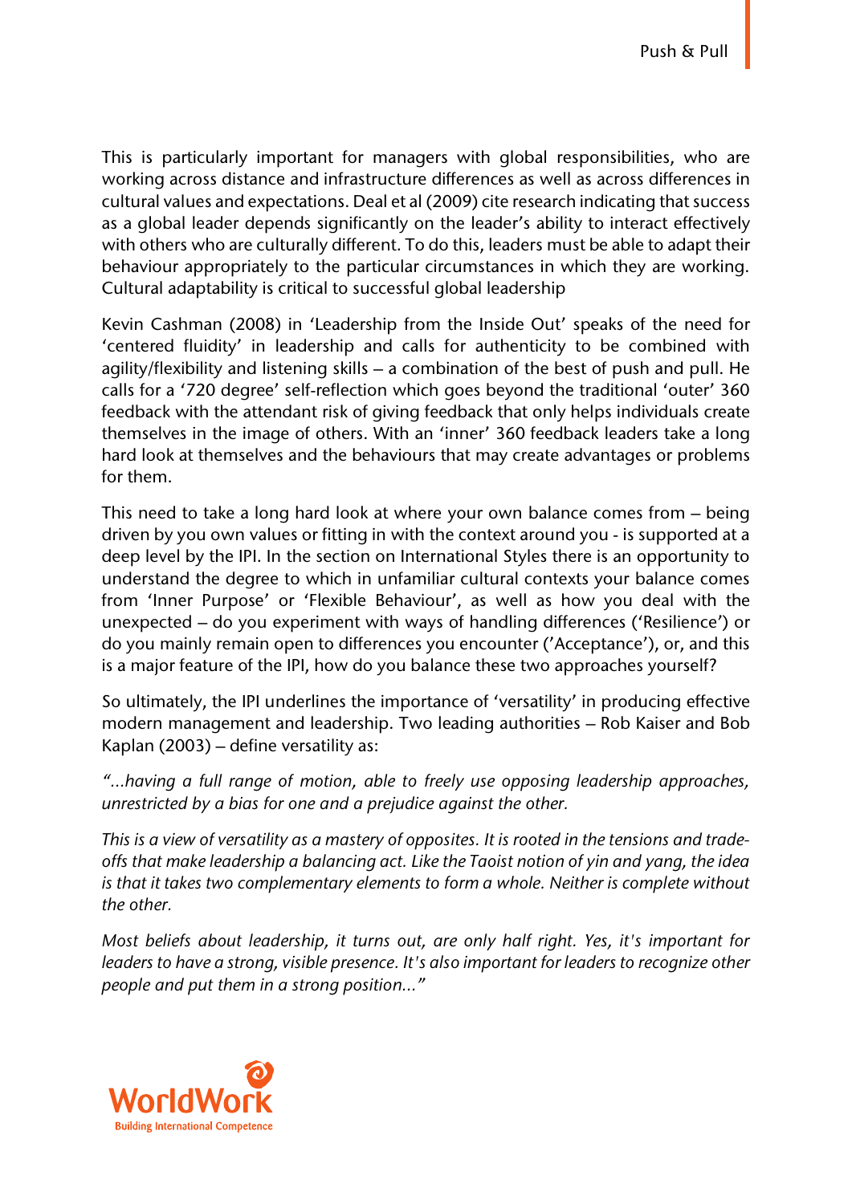This is particularly important for managers with global responsibilities, who are working across distance and infrastructure differences as well as across differences in cultural values and expectations. Deal et al (2009) cite research indicating that success as a global leader depends significantly on the leader's ability to interact effectively with others who are culturally different. To do this, leaders must be able to adapt their behaviour appropriately to the particular circumstances in which they are working. Cultural adaptability is critical to successful global leadership

Kevin Cashman (2008) in 'Leadership from the Inside Out' speaks of the need for 'centered fluidity' in leadership and calls for authenticity to be combined with agility/flexibility and listening skills – a combination of the best of push and pull. He calls for a '720 degree' self-reflection which goes beyond the traditional 'outer' 360 feedback with the attendant risk of giving feedback that only helps individuals create themselves in the image of others. With an 'inner' 360 feedback leaders take a long hard look at themselves and the behaviours that may create advantages or problems for them.

This need to take a long hard look at where your own balance comes from – being driven by you own values or fitting in with the context around you - is supported at a deep level by the IPI. In the section on International Styles there is an opportunity to understand the degree to which in unfamiliar cultural contexts your balance comes from 'Inner Purpose' or 'Flexible Behaviour', as well as how you deal with the unexpected – do you experiment with ways of handling differences ('Resilience') or do you mainly remain open to differences you encounter ('Acceptance'), or, and this is a major feature of the IPI, how do you balance these two approaches yourself?

So ultimately, the IPI underlines the importance of 'versatility' in producing effective modern management and leadership. Two leading authorities – Rob Kaiser and Bob Kaplan (2003) – define versatility as:

*"...having a full range of motion, able to freely use opposing leadership approaches, unrestricted by a bias for one and a prejudice against the other.*

*This is a view of versatility as a mastery of opposites. It is rooted in the tensions and trade-offs that make leadership a balancing act. Like the Taoist notion of yin and yang, the idea is that it takes two complementary elements to form a whole. Neither is complete without the other.*

*Most beliefs about leadership, it turns out, are only half right. Yes, it's important for leaders to have a strong, visible presence. It's also important for leaders to recognize other people and put them in a strong position..."*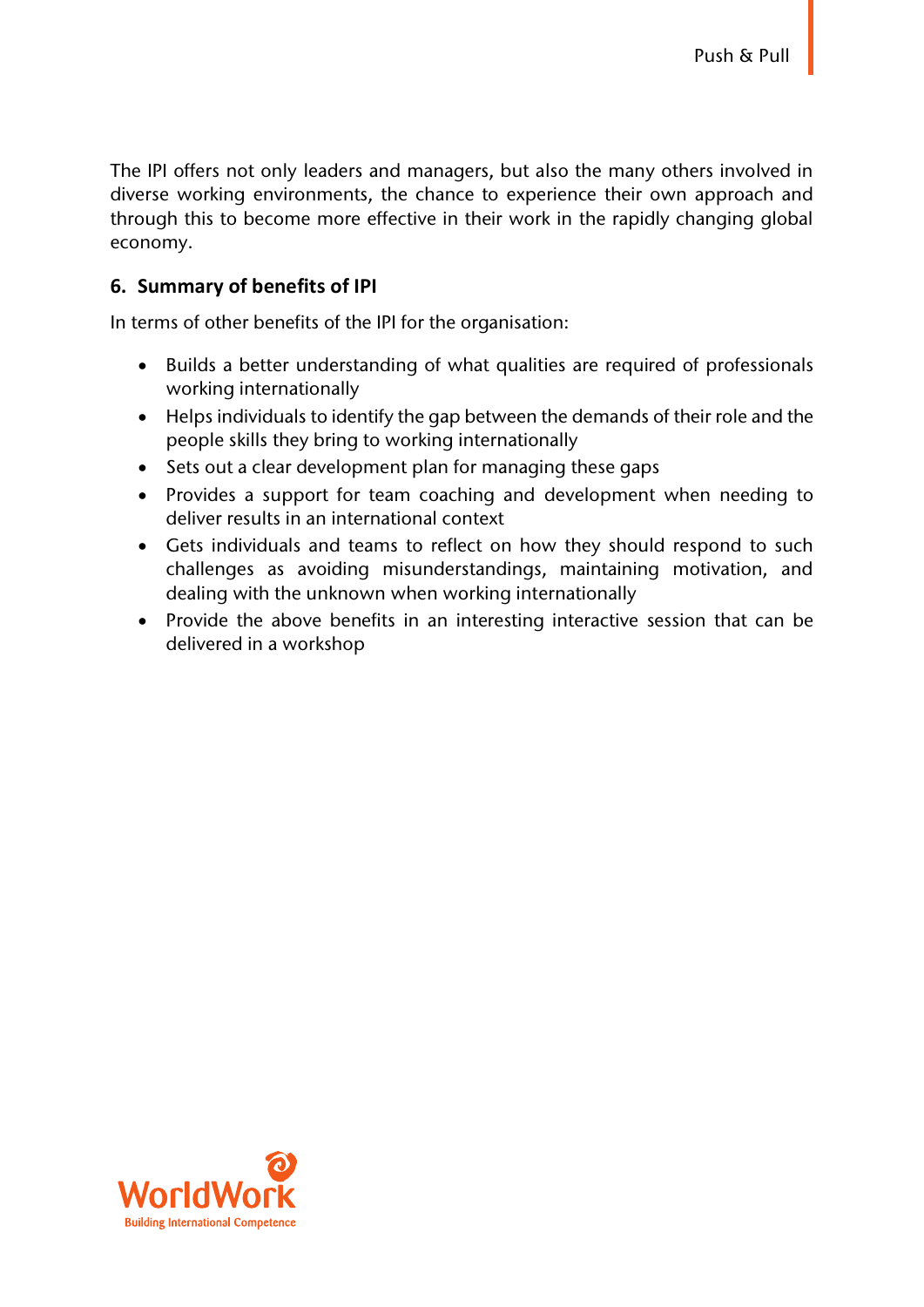The IPI offers not only leaders and managers, but also the many others involved in diverse working environments, the chance to experience their own approach and through this to become more effective in their work in the rapidly changing global economy.

## 6. Summary of benefits of IPI

In terms of other benefits of the IPI for the organisation:

- Builds a better understanding of what qualities are required of professionals working internationally
- Helps individuals to identify the gap between the demands of their role and the people skills they bring to working internationally
- Sets out a clear development plan for managing these gaps
- Provides a support for team coaching and development when needing to deliver results in an international context
- Gets individuals and teams to reflect on how they should respond to such challenges as avoiding misunderstandings, maintaining motivation, and dealing with the unknown when working internationally
- Provide the above benefits in an interesting interactive session that can be delivered in a workshop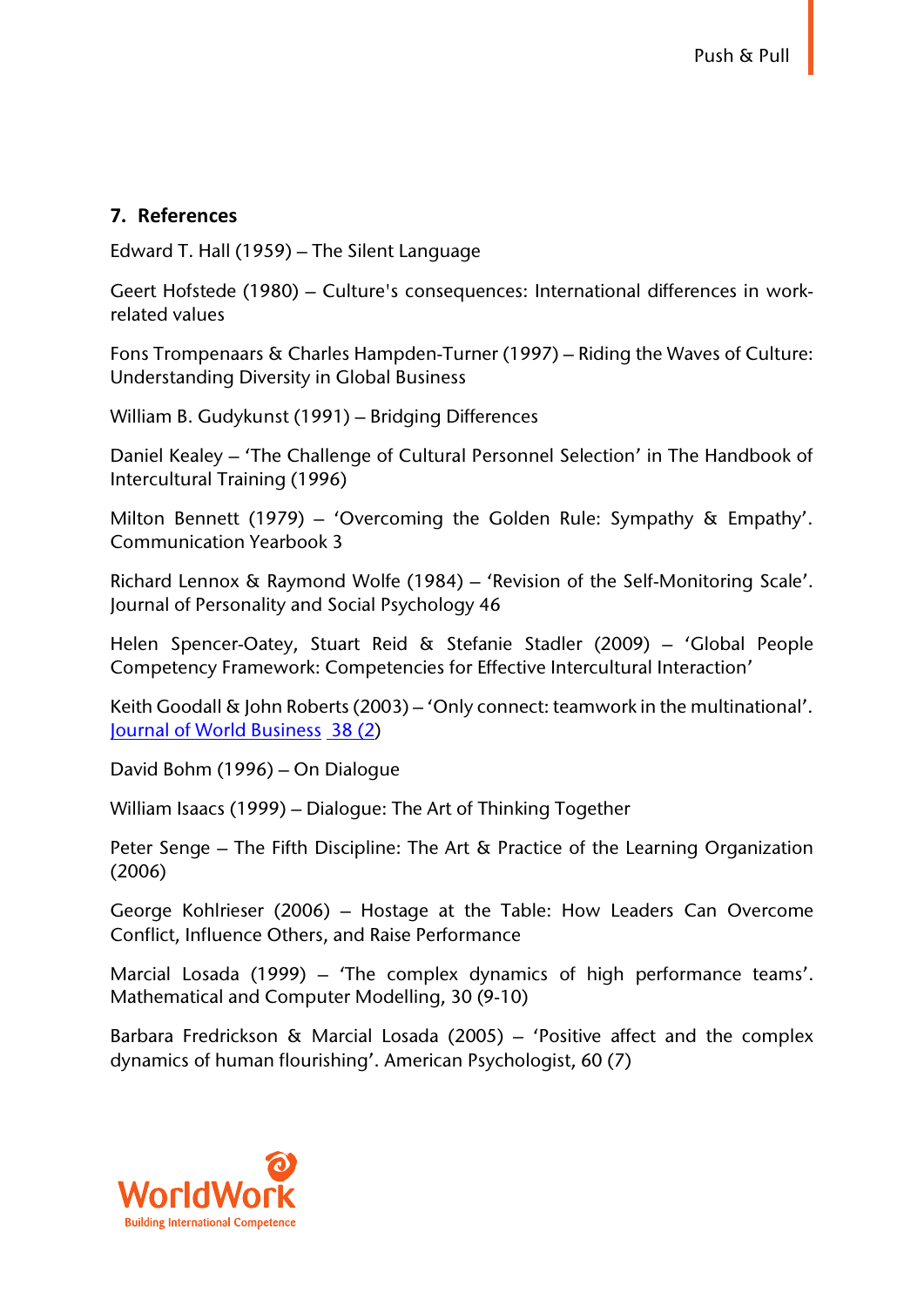## 7. References

Edward T. Hall (1959) – The Silent Language

Geert Hofstede (1980) – Culture's consequences: International differences in work-related values

Fons Trompenaars & Charles Hampden-Turner (1997) – Riding the Waves of Culture: Understanding Diversity in Global Business

William B. Gudykunst (1991) – Bridging Differences

Daniel Kealey – 'The Challenge of Cultural Personnel Selection' in The Handbook of Intercultural Training (1996)

Milton Bennett (1979) – 'Overcoming the Golden Rule: Sympathy & Empathy'. Communication Yearbook 3

Richard Lennox & Raymond Wolfe (1984) – 'Revision of the Self-Monitoring Scale'. Journal of Personality and Social Psychology 46

Helen Spencer-Oatey, Stuart Reid & Stefanie Stadler (2009) – 'Global People Competency Framework: Competencies for Effective Intercultural Interaction'

Keith Goodall & John Roberts (2003) – 'Only connect: teamwork in the multinational'. Journal of World Business 38 (2)

David Bohm (1996) – On Dialogue

William Isaacs (1999) – Dialogue: The Art of Thinking Together

Peter Senge – The Fifth Discipline: The Art & Practice of the Learning Organization (2006)

George Kohlrieser (2006) – Hostage at the Table: How Leaders Can Overcome Conflict, Influence Others, and Raise Performance

Marcial Losada (1999) – 'The complex dynamics of high performance teams'. Mathematical and Computer Modelling, 30 (9-10)

Barbara Fredrickson & Marcial Losada (2005) – 'Positive affect and the complex dynamics of human flourishing'. American Psychologist, 60 (7)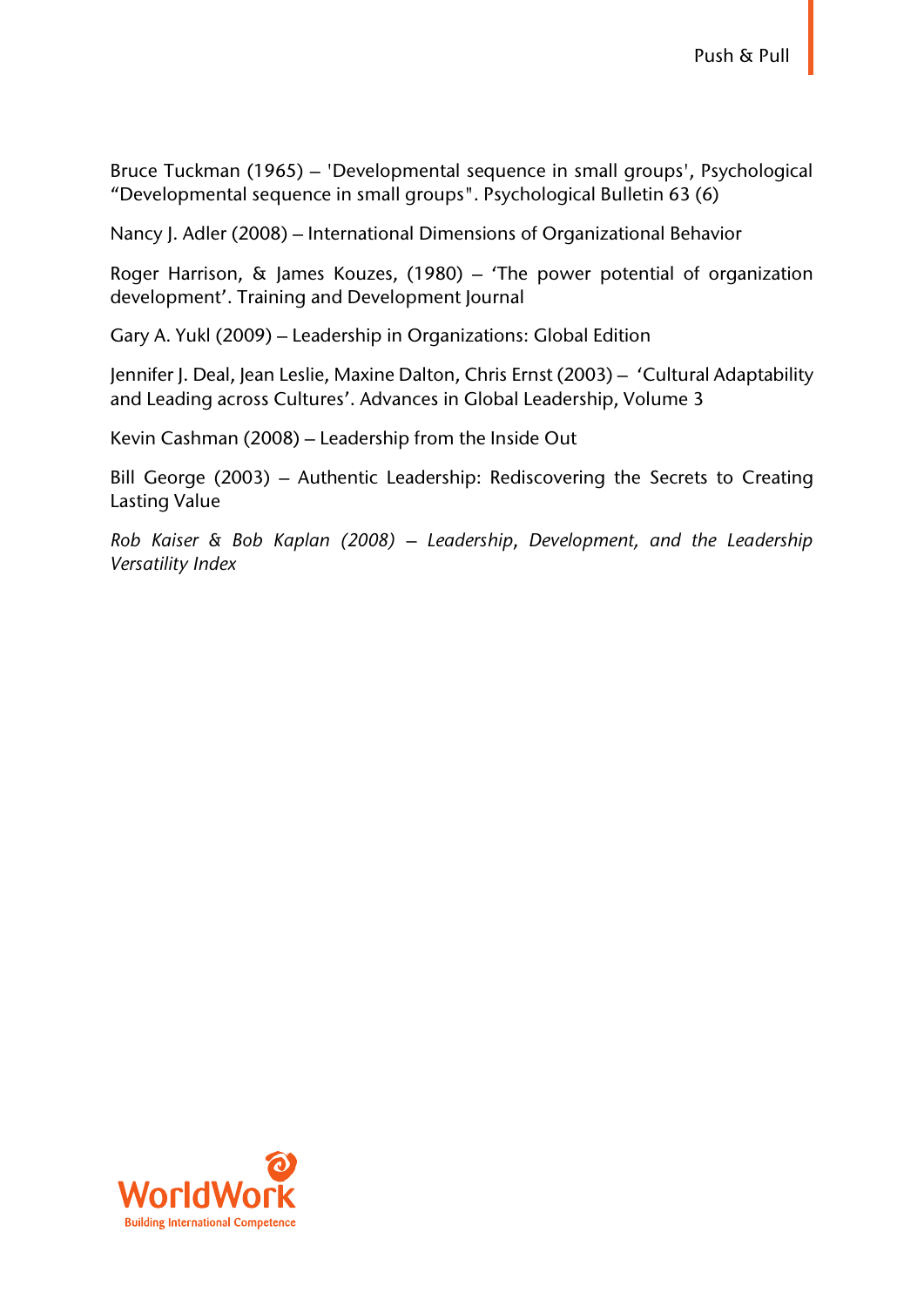Bruce Tuckman (1965) – 'Developmental sequence in small groups', Psychological "Developmental sequence in small groups". Psychological Bulletin 63 (6)

Nancy J. Adler (2008) – International Dimensions of Organizational Behavior

Roger Harrison, & James Kouzes, (1980) – 'The power potential of organization development'. Training and Development Journal

Gary A. Yukl (2009) – Leadership in Organizations: Global Edition

Jennifer J. Deal, Jean Leslie, Maxine Dalton, Chris Ernst (2003) – 'Cultural Adaptability and Leading across Cultures'. Advances in Global Leadership, Volume 3

Kevin Cashman (2008) – Leadership from the Inside Out

Bill George (2003) – Authentic Leadership: Rediscovering the Secrets to Creating Lasting Value

*Rob Kaiser & Bob Kaplan (2008) – Leadership, Development, and the Leadership Versatility Index*

WorldWork
Building International Competence